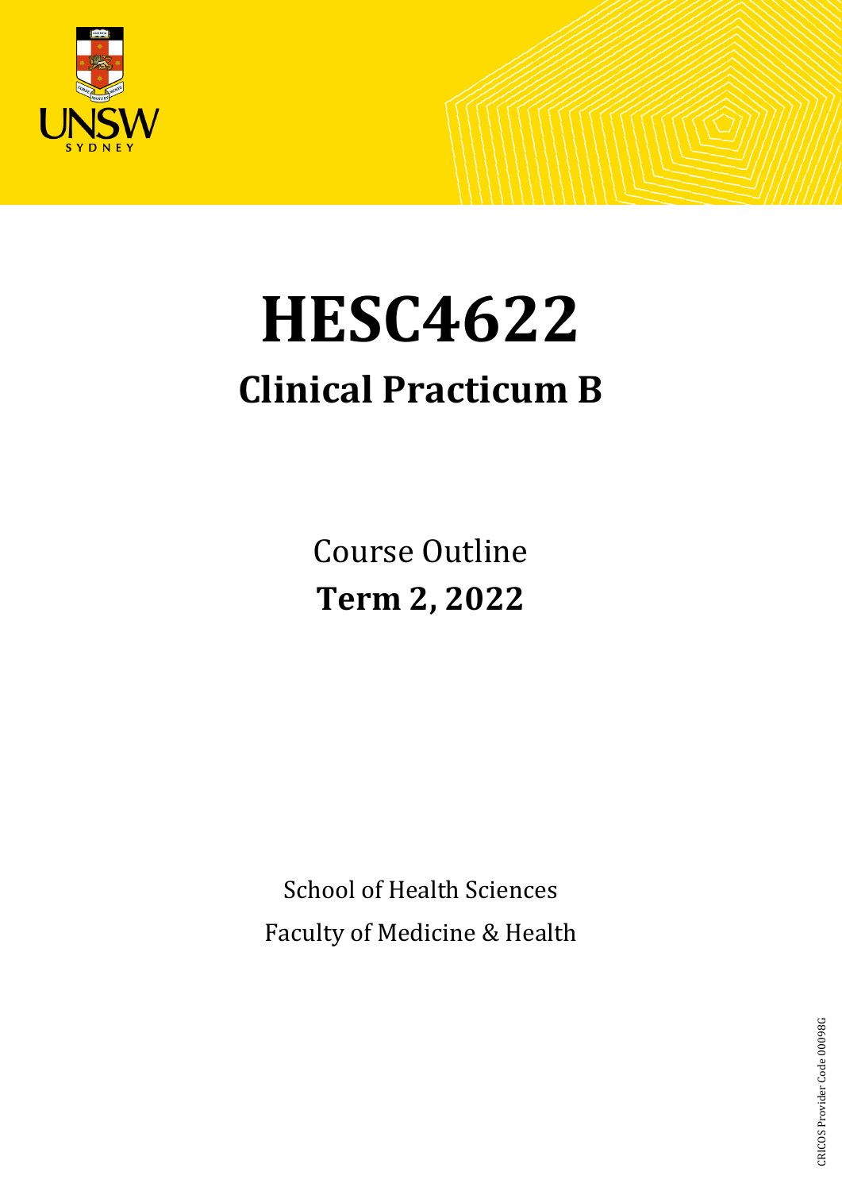# HESC4622

## Clinical Practicum B

Course Outline

**Term 2, 2022**

School of Health Sciences

Faculty of Medicine & Health

CRICOS Provider Code 00098G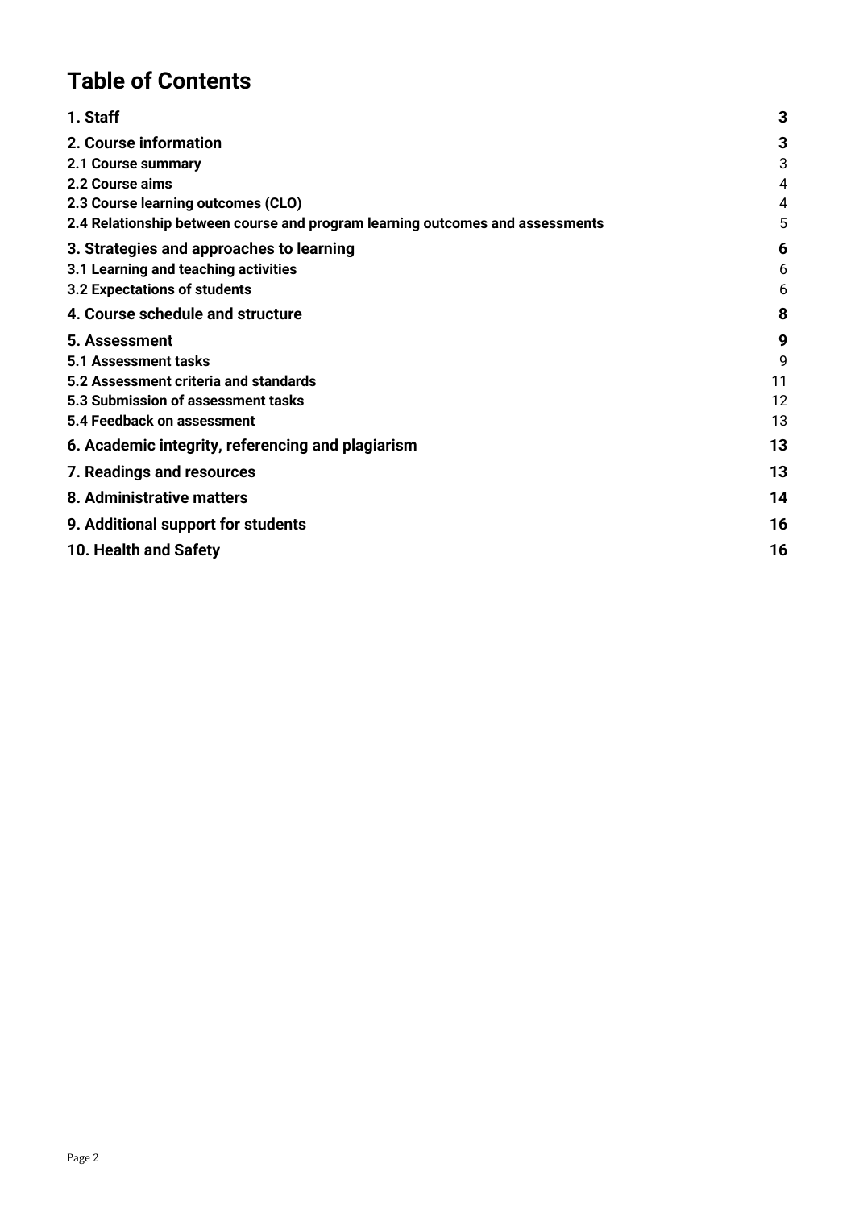# Table of Contents

| | |
|---|---|
| **1. Staff** | **3** |
| **2. Course information** | **3** |
| **2.1 Course summary** | 3 |
| **2.2 Course aims** | 4 |
| **2.3 Course learning outcomes (CLO)** | 4 |
| **2.4 Relationship between course and program learning outcomes and assessments** | 5 |
| **3. Strategies and approaches to learning** | **6** |
| **3.1 Learning and teaching activities** | 6 |
| **3.2 Expectations of students** | 6 |
| **4. Course schedule and structure** | **8** |
| **5. Assessment** | **9** |
| **5.1 Assessment tasks** | 9 |
| **5.2 Assessment criteria and standards** | 11 |
| **5.3 Submission of assessment tasks** | 12 |
| **5.4 Feedback on assessment** | 13 |
| **6. Academic integrity, referencing and plagiarism** | **13** |
| **7. Readings and resources** | **13** |
| **8. Administrative matters** | **14** |
| **9. Additional support for students** | **16** |
| **10. Health and Safety** | **16** |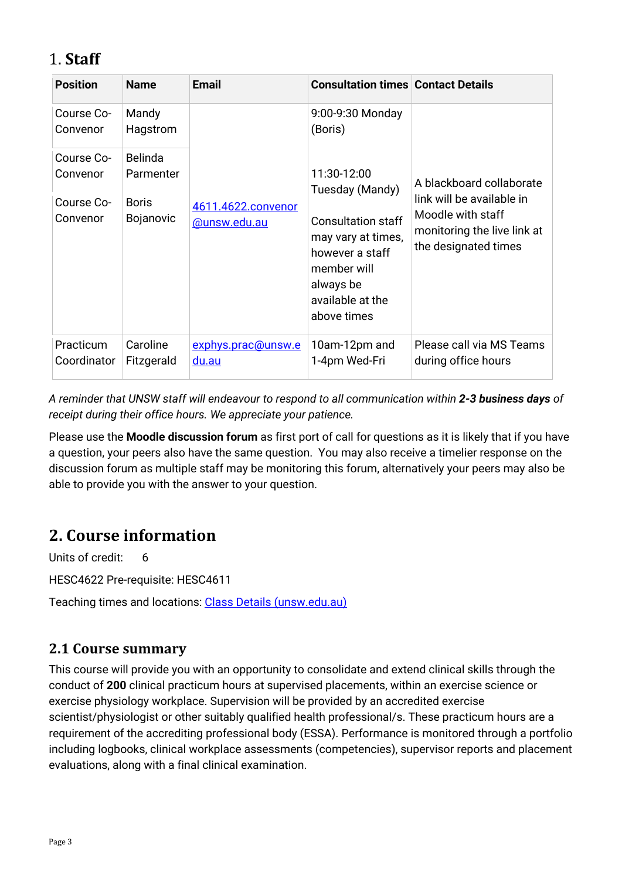# 1. Staff

| Position | Name | Email | Consultation times | Contact Details |
|---|---|---|---|---|
| Course Co-Convenor | Mandy Hagstrom | 4611.4622.convenor@unsw.edu.au | 9:00-9:30 Monday (Boris)<br><br>11:30-12:00 Tuesday (Mandy)<br><br>Consultation staff may vary at times, however a staff member will always be available at the above times | A blackboard collaborate link will be available in Moodle with staff monitoring the live link at the designated times |
| Course Co-Convenor | Belinda Parmenter | | | |
| Course Co-Convenor | Boris Bojanovic | | | |
| Practicum Coordinator | Caroline Fitzgerald | exphys.prac@unsw.edu.au | 10am-12pm and 1-4pm Wed-Fri | Please call via MS Teams during office hours |

*A reminder that UNSW staff will endeavour to respond to all communication within **2-3 business days** of receipt during their office hours. We appreciate your patience.*

Please use the **Moodle discussion forum** as first port of call for questions as it is likely that if you have a question, your peers also have the same question. You may also receive a timelier response on the discussion forum as multiple staff may be monitoring this forum, alternatively your peers may also be able to provide you with the answer to your question.

# 2. Course information

Units of credit: 6

HESC4622 Pre-requisite: HESC4611

Teaching times and locations: [Class Details (unsw.edu.au)](Class Details (unsw.edu.au))

## 2.1 Course summary

This course will provide you with an opportunity to consolidate and extend clinical skills through the conduct of **200** clinical practicum hours at supervised placements, within an exercise science or exercise physiology workplace. Supervision will be provided by an accredited exercise scientist/physiologist or other suitably qualified health professional/s. These practicum hours are a requirement of the accrediting professional body (ESSA). Performance is monitored through a portfolio including logbooks, clinical workplace assessments (competencies), supervisor reports and placement evaluations, along with a final clinical examination.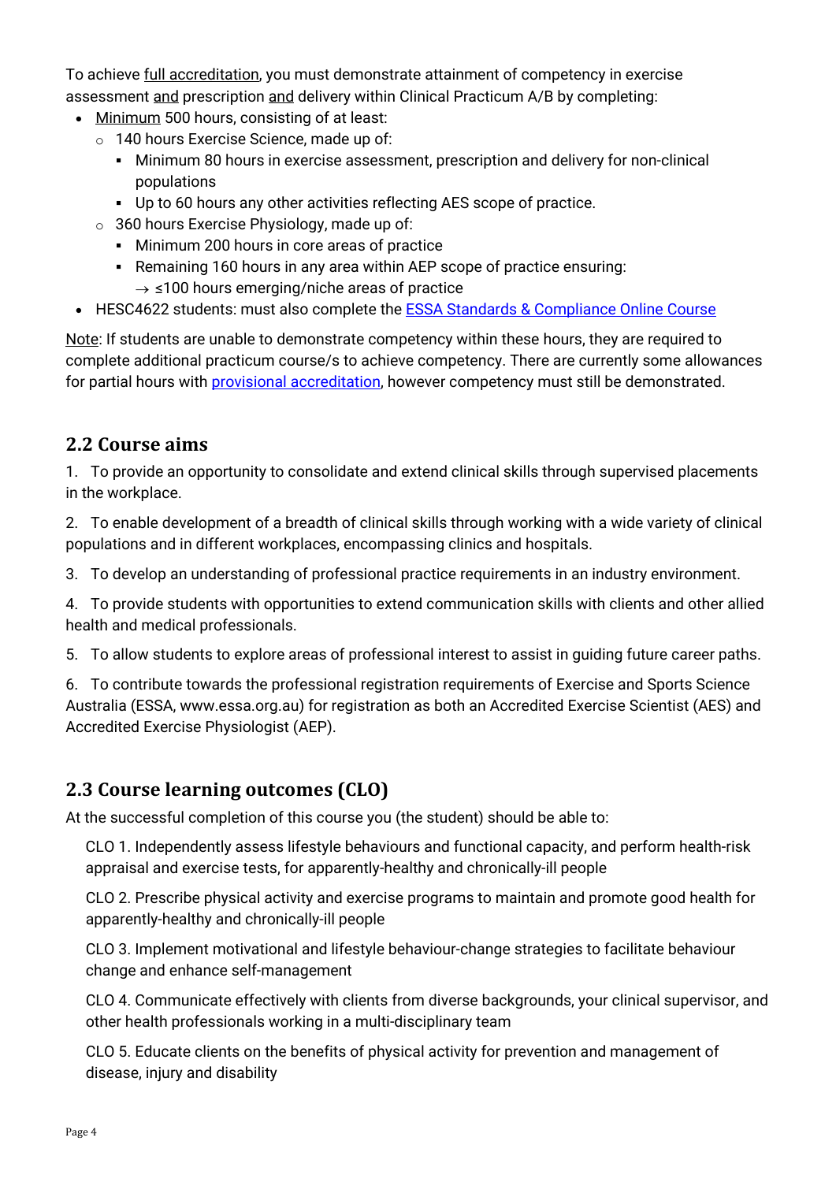To achieve full accreditation, you must demonstrate attainment of competency in exercise assessment and prescription and delivery within Clinical Practicum A/B by completing:

- Minimum 500 hours, consisting of at least:
  - 140 hours Exercise Science, made up of:
    - Minimum 80 hours in exercise assessment, prescription and delivery for non-clinical populations
    - Up to 60 hours any other activities reflecting AES scope of practice.
  - 360 hours Exercise Physiology, made up of:
    - Minimum 200 hours in core areas of practice
    - Remaining 160 hours in any area within AEP scope of practice ensuring:
      - → ≤100 hours emerging/niche areas of practice
- HESC4622 students: must also complete the ESSA Standards & Compliance Online Course

Note: If students are unable to demonstrate competency within these hours, they are required to complete additional practicum course/s to achieve competency. There are currently some allowances for partial hours with provisional accreditation, however competency must still be demonstrated.

## 2.2 Course aims

1. To provide an opportunity to consolidate and extend clinical skills through supervised placements in the workplace.

2. To enable development of a breadth of clinical skills through working with a wide variety of clinical populations and in different workplaces, encompassing clinics and hospitals.

3. To develop an understanding of professional practice requirements in an industry environment.

4. To provide students with opportunities to extend communication skills with clients and other allied health and medical professionals.

5. To allow students to explore areas of professional interest to assist in guiding future career paths.

6. To contribute towards the professional registration requirements of Exercise and Sports Science Australia (ESSA, www.essa.org.au) for registration as both an Accredited Exercise Scientist (AES) and Accredited Exercise Physiologist (AEP).

## 2.3 Course learning outcomes (CLO)

At the successful completion of this course you (the student) should be able to:

CLO 1. Independently assess lifestyle behaviours and functional capacity, and perform health-risk appraisal and exercise tests, for apparently-healthy and chronically-ill people

CLO 2. Prescribe physical activity and exercise programs to maintain and promote good health for apparently-healthy and chronically-ill people

CLO 3. Implement motivational and lifestyle behaviour-change strategies to facilitate behaviour change and enhance self-management

CLO 4. Communicate effectively with clients from diverse backgrounds, your clinical supervisor, and other health professionals working in a multi-disciplinary team

CLO 5. Educate clients on the benefits of physical activity for prevention and management of disease, injury and disability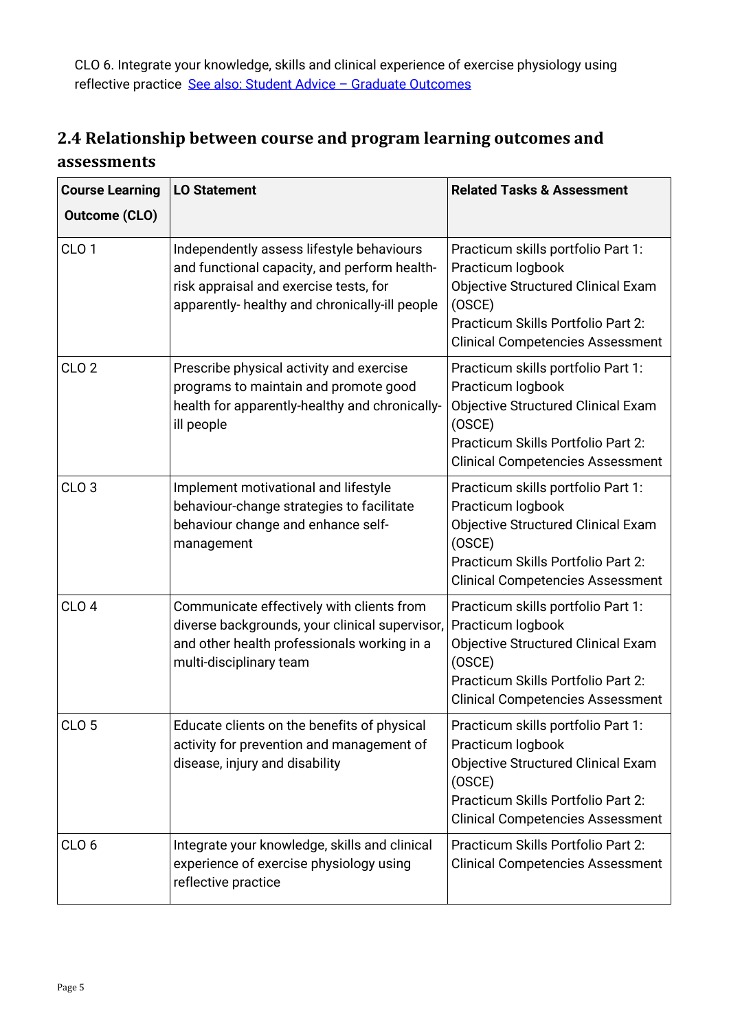CLO 6. Integrate your knowledge, skills and clinical experience of exercise physiology using reflective practice [See also: Student Advice – Graduate Outcomes]

## 2.4 Relationship between course and program learning outcomes and assessments

| Course Learning Outcome (CLO) | LO Statement | Related Tasks & Assessment |
|---|---|---|
| CLO 1 | Independently assess lifestyle behaviours and functional capacity, and perform health-risk appraisal and exercise tests, for apparently- healthy and chronically-ill people | Practicum skills portfolio Part 1: Practicum logbook<br>Objective Structured Clinical Exam (OSCE)<br>Practicum Skills Portfolio Part 2: Clinical Competencies Assessment |
| CLO 2 | Prescribe physical activity and exercise programs to maintain and promote good health for apparently-healthy and chronically-ill people | Practicum skills portfolio Part 1: Practicum logbook<br>Objective Structured Clinical Exam (OSCE)<br>Practicum Skills Portfolio Part 2: Clinical Competencies Assessment |
| CLO 3 | Implement motivational and lifestyle behaviour-change strategies to facilitate behaviour change and enhance self-management | Practicum skills portfolio Part 1: Practicum logbook<br>Objective Structured Clinical Exam (OSCE)<br>Practicum Skills Portfolio Part 2: Clinical Competencies Assessment |
| CLO 4 | Communicate effectively with clients from diverse backgrounds, your clinical supervisor, and other health professionals working in a multi-disciplinary team | Practicum skills portfolio Part 1: Practicum logbook<br>Objective Structured Clinical Exam (OSCE)<br>Practicum Skills Portfolio Part 2: Clinical Competencies Assessment |
| CLO 5 | Educate clients on the benefits of physical activity for prevention and management of disease, injury and disability | Practicum skills portfolio Part 1: Practicum logbook<br>Objective Structured Clinical Exam (OSCE)<br>Practicum Skills Portfolio Part 2: Clinical Competencies Assessment |
| CLO 6 | Integrate your knowledge, skills and clinical experience of exercise physiology using reflective practice | Practicum Skills Portfolio Part 2: Clinical Competencies Assessment |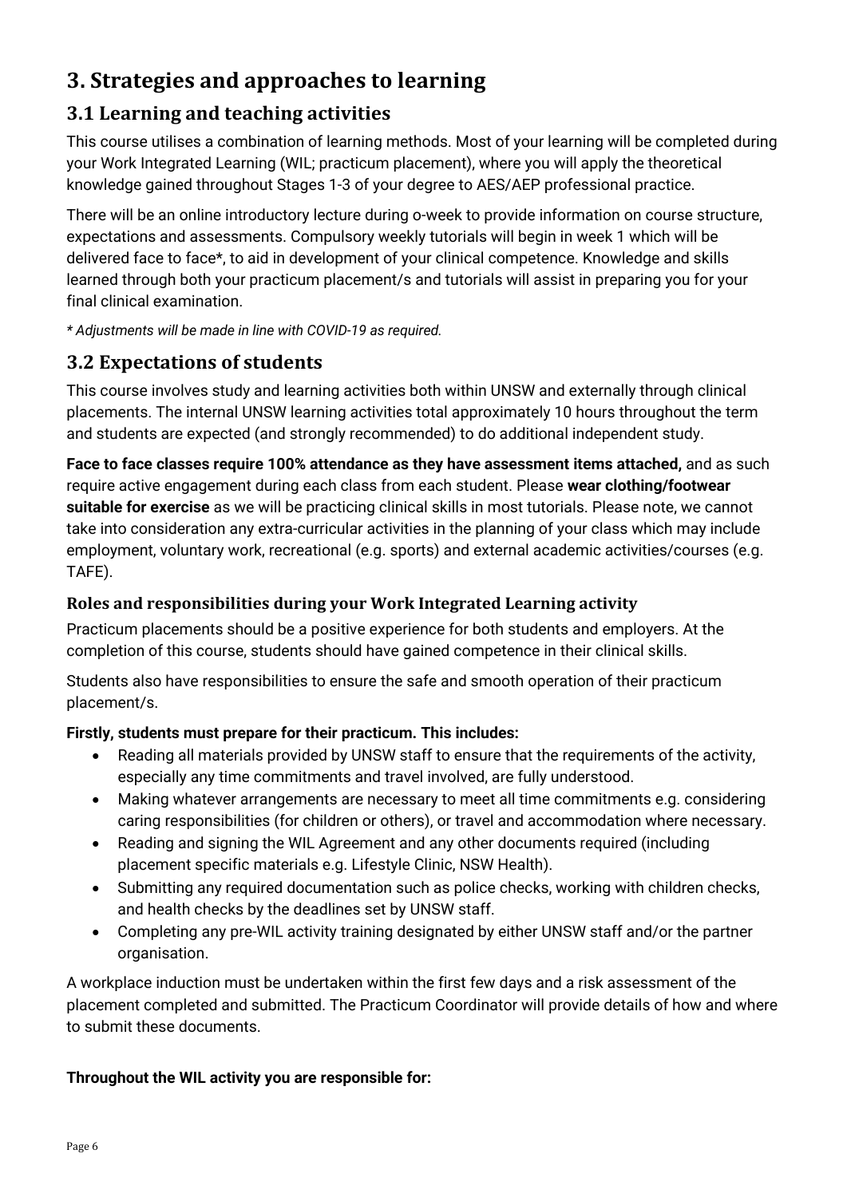# 3. Strategies and approaches to learning

## 3.1 Learning and teaching activities

This course utilises a combination of learning methods. Most of your learning will be completed during your Work Integrated Learning (WIL; practicum placement), where you will apply the theoretical knowledge gained throughout Stages 1-3 of your degree to AES/AEP professional practice.

There will be an online introductory lecture during o-week to provide information on course structure, expectations and assessments. Compulsory weekly tutorials will begin in week 1 which will be delivered face to face*, to aid in development of your clinical competence. Knowledge and skills learned through both your practicum placement/s and tutorials will assist in preparing you for your final clinical examination.

*\* Adjustments will be made in line with COVID-19 as required.*

## 3.2 Expectations of students

This course involves study and learning activities both within UNSW and externally through clinical placements. The internal UNSW learning activities total approximately 10 hours throughout the term and students are expected (and strongly recommended) to do additional independent study.

**Face to face classes require 100% attendance as they have assessment items attached,** and as such require active engagement during each class from each student. Please **wear clothing/footwear suitable for exercise** as we will be practicing clinical skills in most tutorials. Please note, we cannot take into consideration any extra-curricular activities in the planning of your class which may include employment, voluntary work, recreational (e.g. sports) and external academic activities/courses (e.g. TAFE).

### Roles and responsibilities during your Work Integrated Learning activity

Practicum placements should be a positive experience for both students and employers. At the completion of this course, students should have gained competence in their clinical skills.

Students also have responsibilities to ensure the safe and smooth operation of their practicum placement/s.

**Firstly, students must prepare for their practicum. This includes:**

- Reading all materials provided by UNSW staff to ensure that the requirements of the activity, especially any time commitments and travel involved, are fully understood.
- Making whatever arrangements are necessary to meet all time commitments e.g. considering caring responsibilities (for children or others), or travel and accommodation where necessary.
- Reading and signing the WIL Agreement and any other documents required (including placement specific materials e.g. Lifestyle Clinic, NSW Health).
- Submitting any required documentation such as police checks, working with children checks, and health checks by the deadlines set by UNSW staff.
- Completing any pre-WIL activity training designated by either UNSW staff and/or the partner organisation.

A workplace induction must be undertaken within the first few days and a risk assessment of the placement completed and submitted. The Practicum Coordinator will provide details of how and where to submit these documents.

**Throughout the WIL activity you are responsible for:**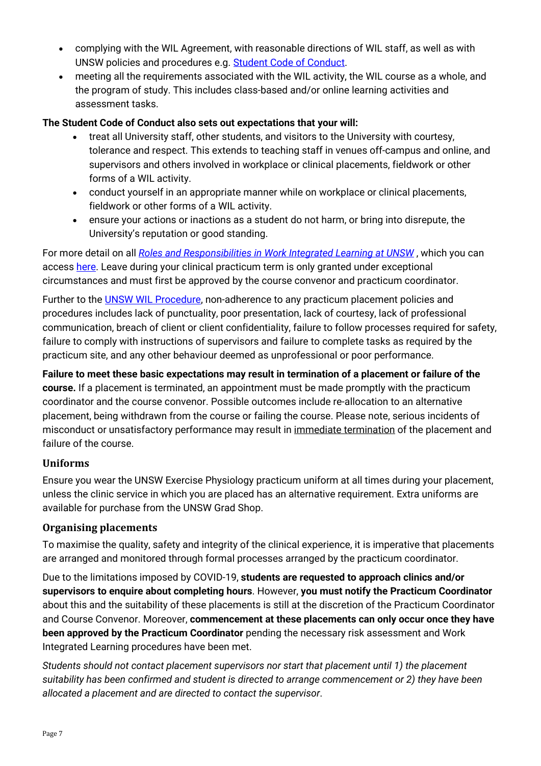- complying with the WIL Agreement, with reasonable directions of WIL staff, as well as with UNSW policies and procedures e.g. Student Code of Conduct.
- meeting all the requirements associated with the WIL activity, the WIL course as a whole, and the program of study. This includes class-based and/or online learning activities and assessment tasks.

**The Student Code of Conduct also sets out expectations that your will:**

- treat all University staff, other students, and visitors to the University with courtesy, tolerance and respect. This extends to teaching staff in venues off-campus and online, and supervisors and others involved in workplace or clinical placements, fieldwork or other forms of a WIL activity.
- conduct yourself in an appropriate manner while on workplace or clinical placements, fieldwork or other forms of a WIL activity.
- ensure your actions or inactions as a student do not harm, or bring into disrepute, the University's reputation or good standing.

For more detail on all *Roles and Responsibilities in Work Integrated Learning at UNSW* , which you can access here. Leave during your clinical practicum term is only granted under exceptional circumstances and must first be approved by the course convenor and practicum coordinator.

Further to the UNSW WIL Procedure, non-adherence to any practicum placement policies and procedures includes lack of punctuality, poor presentation, lack of courtesy, lack of professional communication, breach of client or client confidentiality, failure to follow processes required for safety, failure to comply with instructions of supervisors and failure to complete tasks as required by the practicum site, and any other behaviour deemed as unprofessional or poor performance.

**Failure to meet these basic expectations may result in termination of a placement or failure of the course.** If a placement is terminated, an appointment must be made promptly with the practicum coordinator and the course convenor. Possible outcomes include re-allocation to an alternative placement, being withdrawn from the course or failing the course. Please note, serious incidents of misconduct or unsatisfactory performance may result in immediate termination of the placement and failure of the course.

### Uniforms

Ensure you wear the UNSW Exercise Physiology practicum uniform at all times during your placement, unless the clinic service in which you are placed has an alternative requirement. Extra uniforms are available for purchase from the UNSW Grad Shop.

### Organising placements

To maximise the quality, safety and integrity of the clinical experience, it is imperative that placements are arranged and monitored through formal processes arranged by the practicum coordinator.

Due to the limitations imposed by COVID-19, **students are requested to approach clinics and/or supervisors to enquire about completing hours**. However, **you must notify the Practicum Coordinator** about this and the suitability of these placements is still at the discretion of the Practicum Coordinator and Course Convenor. Moreover, **commencement at these placements can only occur once they have been approved by the Practicum Coordinator** pending the necessary risk assessment and Work Integrated Learning procedures have been met.

*Students should not contact placement supervisors nor start that placement until 1) the placement suitability has been confirmed and student is directed to arrange commencement or 2) they have been allocated a placement and are directed to contact the supervisor.*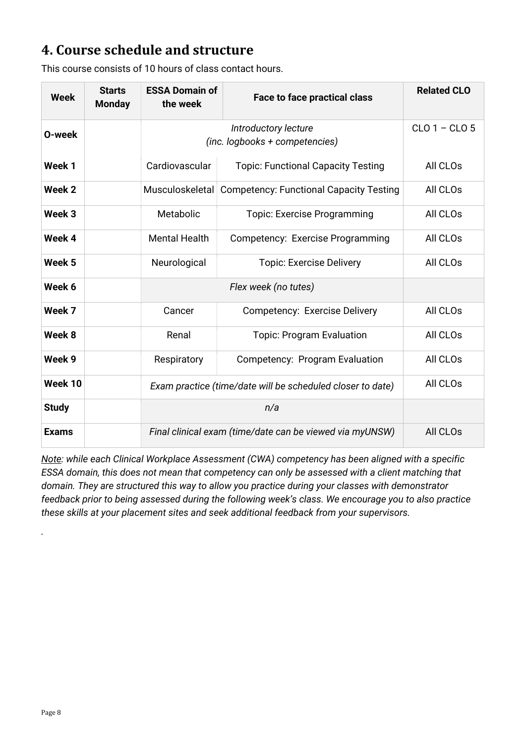## 4. Course schedule and structure

This course consists of 10 hours of class contact hours.

| Week | Starts Monday | ESSA Domain of the week | Face to face practical class | Related CLO |
|---|---|---|---|---|
| O-week | | *Introductory lecture (inc. logbooks + competencies)* | | CLO 1 – CLO 5 |
| Week 1 | | Cardiovascular | Topic: Functional Capacity Testing | All CLOs |
| Week 2 | | Musculoskeletal | Competency: Functional Capacity Testing | All CLOs |
| Week 3 | | Metabolic | Topic: Exercise Programming | All CLOs |
| Week 4 | | Mental Health | Competency: Exercise Programming | All CLOs |
| Week 5 | | Neurological | Topic: Exercise Delivery | All CLOs |
| Week 6 | | *Flex week (no tutes)* | | |
| Week 7 | | Cancer | Competency: Exercise Delivery | All CLOs |
| Week 8 | | Renal | Topic: Program Evaluation | All CLOs |
| Week 9 | | Respiratory | Competency: Program Evaluation | All CLOs |
| Week 10 | | *Exam practice (time/date will be scheduled closer to date)* | | All CLOs |
| Study | | *n/a* | | |
| Exams | | *Final clinical exam (time/date can be viewed via myUNSW)* | | All CLOs |

*Note: while each Clinical Workplace Assessment (CWA) competency has been aligned with a specific ESSA domain, this does not mean that competency can only be assessed with a client matching that domain. They are structured this way to allow you practice during your classes with demonstrator feedback prior to being assessed during the following week's class. We encourage you to also practice these skills at your placement sites and seek additional feedback from your supervisors.*

.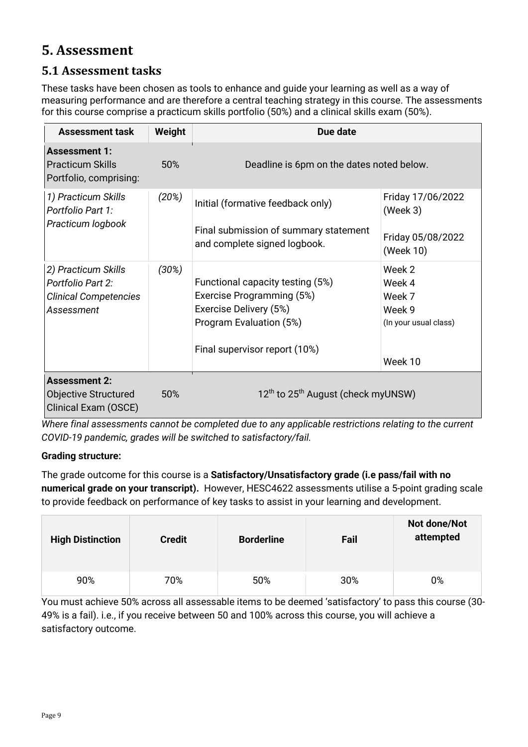# 5. Assessment

## 5.1 Assessment tasks

These tasks have been chosen as tools to enhance and guide your learning as well as a way of measuring performance and are therefore a central teaching strategy in this course. The assessments for this course comprise a practicum skills portfolio (50%) and a clinical skills exam (50%).

| Assessment task | Weight | Due date | |
|---|---|---|---|
| **Assessment 1:** Practicum Skills Portfolio, comprising: | 50% | Deadline is 6pm on the dates noted below. | |
| *1) Practicum Skills Portfolio Part 1: Practicum logbook* | *(20%)* | Initial (formative feedback only)<br><br>Final submission of summary statement and complete signed logbook. | Friday 17/06/2022 (Week 3)<br><br>Friday 05/08/2022 (Week 10) |
| *2) Practicum Skills Portfolio Part 2: Clinical Competencies Assessment* | *(30%)* | Functional capacity testing (5%)<br>Exercise Programming (5%)<br>Exercise Delivery (5%)<br>Program Evaluation (5%)<br><br>Final supervisor report (10%) | Week 2<br>Week 4<br>Week 7<br>Week 9<br>(In your usual class)<br><br>Week 10 |
| **Assessment 2:** Objective Structured Clinical Exam (OSCE) | 50% | 12th to 25th August (check myUNSW) | |

*Where final assessments cannot be completed due to any applicable restrictions relating to the current COVID-19 pandemic, grades will be switched to satisfactory/fail.*

**Grading structure:**

The grade outcome for this course is a **Satisfactory/Unsatisfactory grade (i.e pass/fail with no numerical grade on your transcript).** However, HESC4622 assessments utilise a 5-point grading scale to provide feedback on performance of key tasks to assist in your learning and development.

| High Distinction | Credit | Borderline | Fail | Not done/Not attempted |
|---|---|---|---|---|
| 90% | 70% | 50% | 30% | 0% |

You must achieve 50% across all assessable items to be deemed 'satisfactory' to pass this course (30-49% is a fail). i.e., if you receive between 50 and 100% across this course, you will achieve a satisfactory outcome.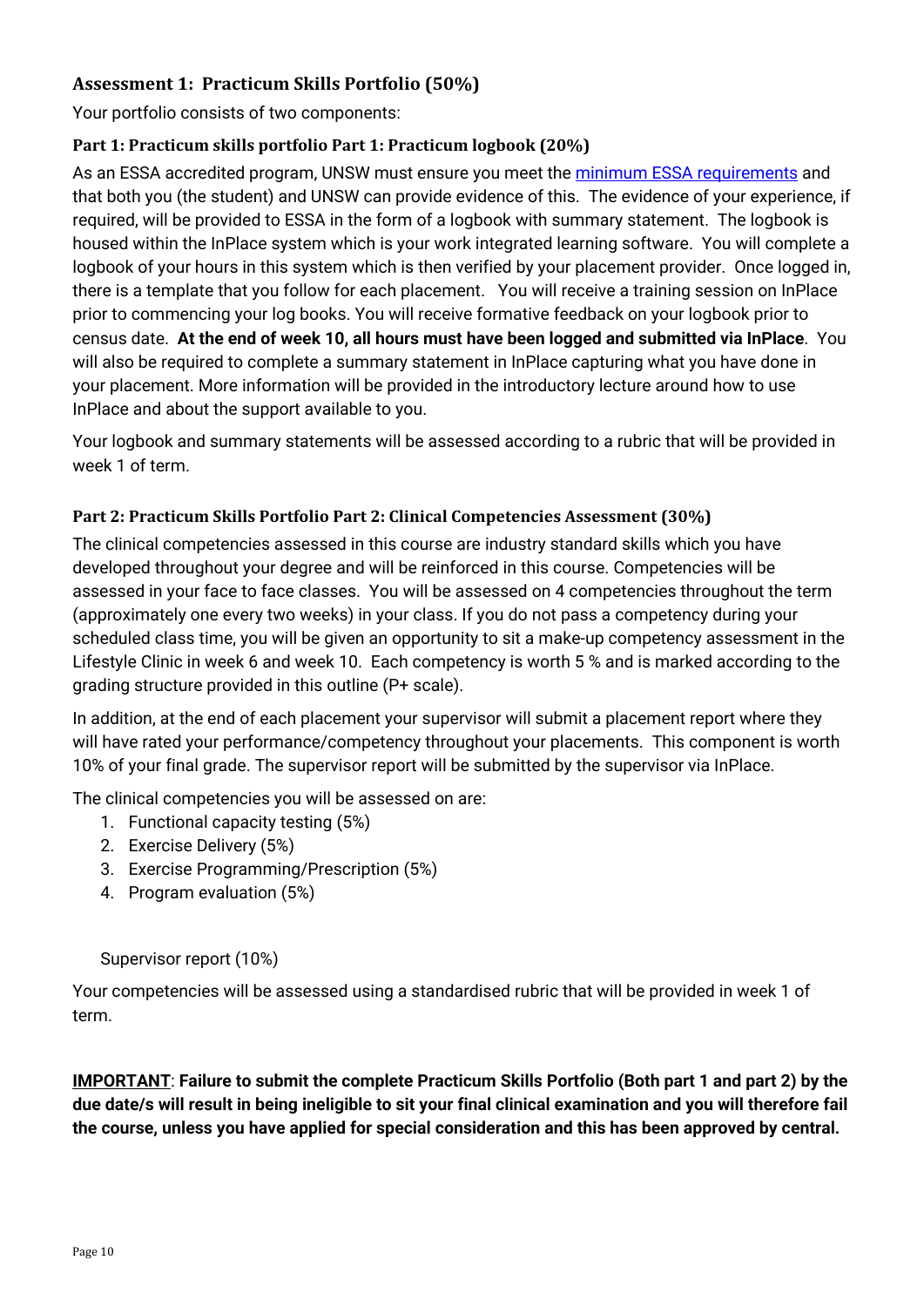## Assessment 1: Practicum Skills Portfolio (50%)

Your portfolio consists of two components:

### Part 1: Practicum skills portfolio Part 1: Practicum logbook (20%)

As an ESSA accredited program, UNSW must ensure you meet the minimum ESSA requirements and that both you (the student) and UNSW can provide evidence of this. The evidence of your experience, if required, will be provided to ESSA in the form of a logbook with summary statement. The logbook is housed within the InPlace system which is your work integrated learning software. You will complete a logbook of your hours in this system which is then verified by your placement provider. Once logged in, there is a template that you follow for each placement. You will receive a training session on InPlace prior to commencing your log books. You will receive formative feedback on your logbook prior to census date. **At the end of week 10, all hours must have been logged and submitted via InPlace**. You will also be required to complete a summary statement in InPlace capturing what you have done in your placement. More information will be provided in the introductory lecture around how to use InPlace and about the support available to you.

Your logbook and summary statements will be assessed according to a rubric that will be provided in week 1 of term.

### Part 2: Practicum Skills Portfolio Part 2: Clinical Competencies Assessment (30%)

The clinical competencies assessed in this course are industry standard skills which you have developed throughout your degree and will be reinforced in this course. Competencies will be assessed in your face to face classes. You will be assessed on 4 competencies throughout the term (approximately one every two weeks) in your class. If you do not pass a competency during your scheduled class time, you will be given an opportunity to sit a make-up competency assessment in the Lifestyle Clinic in week 6 and week 10. Each competency is worth 5 % and is marked according to the grading structure provided in this outline (P+ scale).

In addition, at the end of each placement your supervisor will submit a placement report where they will have rated your performance/competency throughout your placements. This component is worth 10% of your final grade. The supervisor report will be submitted by the supervisor via InPlace.

The clinical competencies you will be assessed on are:

1. Functional capacity testing (5%)
2. Exercise Delivery (5%)
3. Exercise Programming/Prescription (5%)
4. Program evaluation (5%)

Supervisor report (10%)

Your competencies will be assessed using a standardised rubric that will be provided in week 1 of term.

**<u>IMPORTANT</u>: Failure to submit the complete Practicum Skills Portfolio (Both part 1 and part 2) by the due date/s will result in being ineligible to sit your final clinical examination and you will therefore fail the course, unless you have applied for special consideration and this has been approved by central.**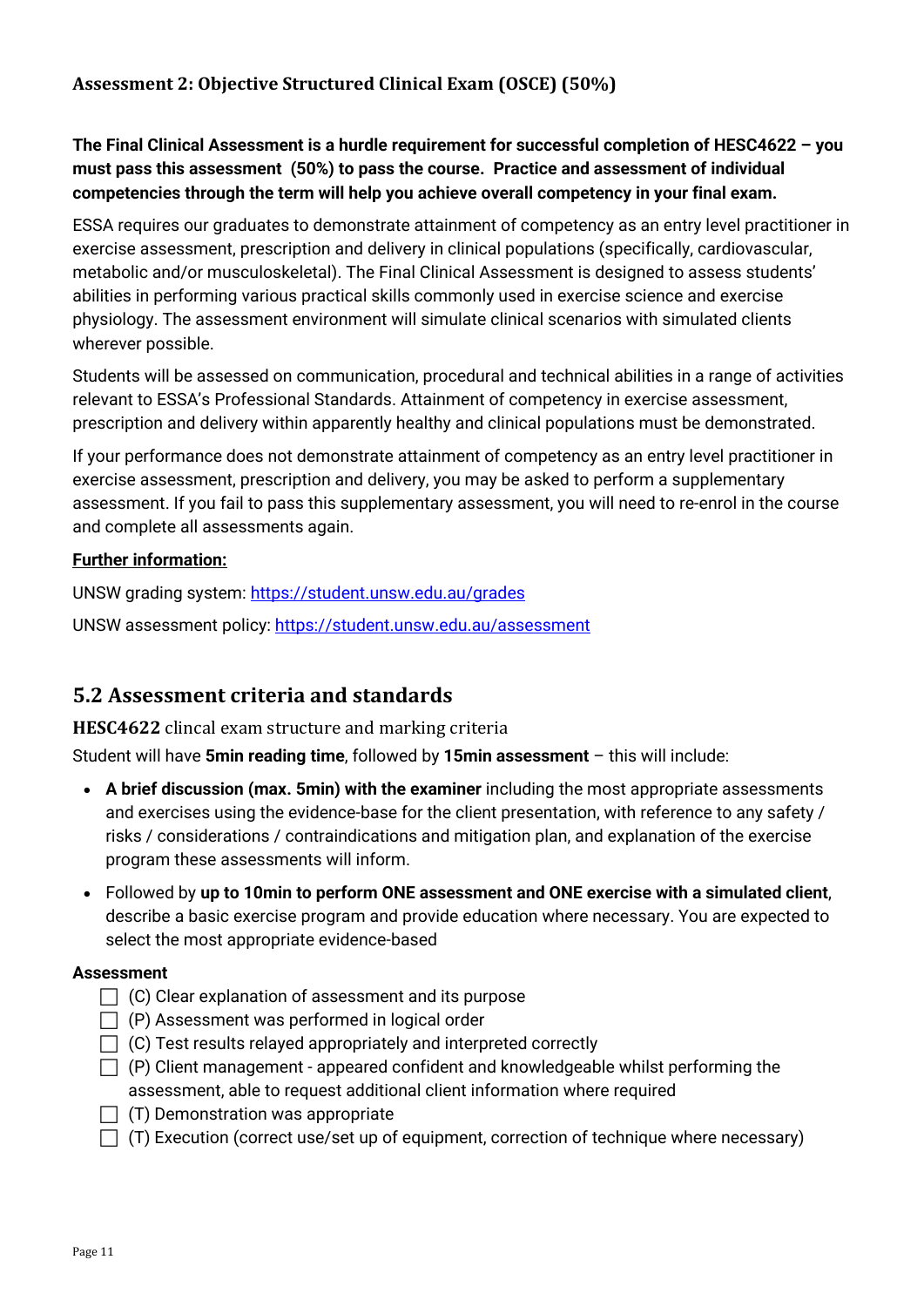### Assessment 2: Objective Structured Clinical Exam (OSCE) (50%)

**The Final Clinical Assessment is a hurdle requirement for successful completion of HESC4622 – you must pass this assessment (50%) to pass the course. Practice and assessment of individual competencies through the term will help you achieve overall competency in your final exam.**

ESSA requires our graduates to demonstrate attainment of competency as an entry level practitioner in exercise assessment, prescription and delivery in clinical populations (specifically, cardiovascular, metabolic and/or musculoskeletal). The Final Clinical Assessment is designed to assess students' abilities in performing various practical skills commonly used in exercise science and exercise physiology. The assessment environment will simulate clinical scenarios with simulated clients wherever possible.

Students will be assessed on communication, procedural and technical abilities in a range of activities relevant to ESSA's Professional Standards. Attainment of competency in exercise assessment, prescription and delivery within apparently healthy and clinical populations must be demonstrated.

If your performance does not demonstrate attainment of competency as an entry level practitioner in exercise assessment, prescription and delivery, you may be asked to perform a supplementary assessment. If you fail to pass this supplementary assessment, you will need to re-enrol in the course and complete all assessments again.

**Further information:**

UNSW grading system: https://student.unsw.edu.au/grades

UNSW assessment policy: https://student.unsw.edu.au/assessment

## 5.2 Assessment criteria and standards

### HESC4622 clincal exam structure and marking criteria

Student will have **5min reading time**, followed by **15min assessment** – this will include:

- **A brief discussion (max. 5min) with the examiner** including the most appropriate assessments and exercises using the evidence-base for the client presentation, with reference to any safety / risks / considerations / contraindications and mitigation plan, and explanation of the exercise program these assessments will inform.
- Followed by **up to 10min to perform ONE assessment and ONE exercise with a simulated client**, describe a basic exercise program and provide education where necessary. You are expected to select the most appropriate evidence-based

**Assessment**

- ☐ (C) Clear explanation of assessment and its purpose
- ☐ (P) Assessment was performed in logical order
- ☐ (C) Test results relayed appropriately and interpreted correctly
- ☐ (P) Client management - appeared confident and knowledgeable whilst performing the assessment, able to request additional client information where required
- ☐ (T) Demonstration was appropriate
- ☐ (T) Execution (correct use/set up of equipment, correction of technique where necessary)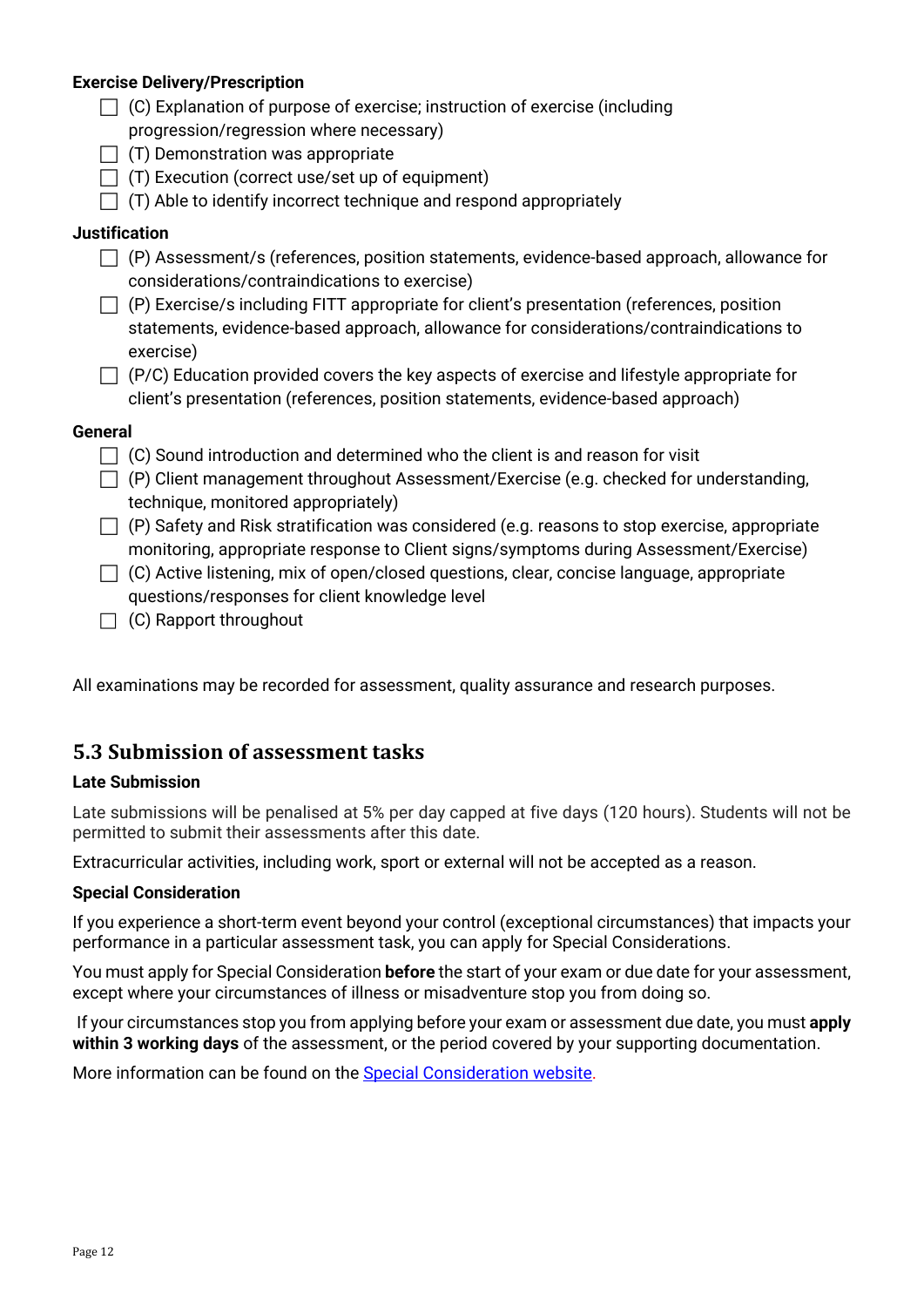**Exercise Delivery/Prescription**

- [ ] (C) Explanation of purpose of exercise; instruction of exercise (including progression/regression where necessary)
- [ ] (T) Demonstration was appropriate
- [ ] (T) Execution (correct use/set up of equipment)
- [ ] (T) Able to identify incorrect technique and respond appropriately

**Justification**

- [ ] (P) Assessment/s (references, position statements, evidence-based approach, allowance for considerations/contraindications to exercise)
- [ ] (P) Exercise/s including FITT appropriate for client's presentation (references, position statements, evidence-based approach, allowance for considerations/contraindications to exercise)
- [ ] (P/C) Education provided covers the key aspects of exercise and lifestyle appropriate for client's presentation (references, position statements, evidence-based approach)

**General**

- [ ] (C) Sound introduction and determined who the client is and reason for visit
- [ ] (P) Client management throughout Assessment/Exercise (e.g. checked for understanding, technique, monitored appropriately)
- [ ] (P) Safety and Risk stratification was considered (e.g. reasons to stop exercise, appropriate monitoring, appropriate response to Client signs/symptoms during Assessment/Exercise)
- [ ] (C) Active listening, mix of open/closed questions, clear, concise language, appropriate questions/responses for client knowledge level
- [ ] (C) Rapport throughout

All examinations may be recorded for assessment, quality assurance and research purposes.

## 5.3 Submission of assessment tasks

**Late Submission**

Late submissions will be penalised at 5% per day capped at five days (120 hours). Students will not be permitted to submit their assessments after this date.

Extracurricular activities, including work, sport or external will not be accepted as a reason.

**Special Consideration**

If you experience a short-term event beyond your control (exceptional circumstances) that impacts your performance in a particular assessment task, you can apply for Special Considerations.

You must apply for Special Consideration **before** the start of your exam or due date for your assessment, except where your circumstances of illness or misadventure stop you from doing so.

If your circumstances stop you from applying before your exam or assessment due date, you must **apply within 3 working days** of the assessment, or the period covered by your supporting documentation.

More information can be found on the Special Consideration website.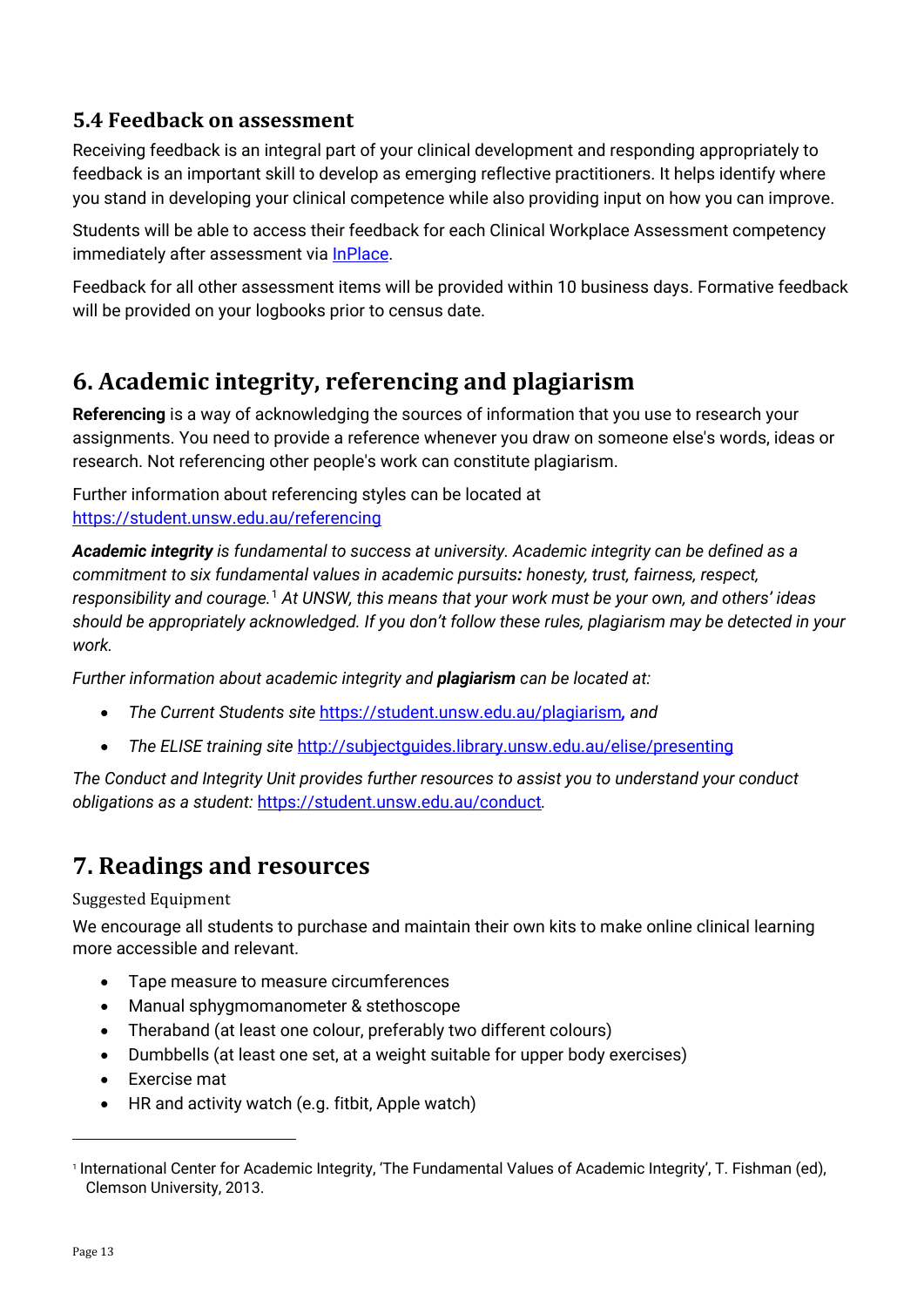### 5.4 Feedback on assessment

Receiving feedback is an integral part of your clinical development and responding appropriately to feedback is an important skill to develop as emerging reflective practitioners. It helps identify where you stand in developing your clinical competence while also providing input on how you can improve.

Students will be able to access their feedback for each Clinical Workplace Assessment competency immediately after assessment via [InPlace](InPlace).

Feedback for all other assessment items will be provided within 10 business days. Formative feedback will be provided on your logbooks prior to census date.

## 6. Academic integrity, referencing and plagiarism

**Referencing** is a way of acknowledging the sources of information that you use to research your assignments. You need to provide a reference whenever you draw on someone else's words, ideas or research. Not referencing other people's work can constitute plagiarism.

Further information about referencing styles can be located at https://student.unsw.edu.au/referencing

***Academic integrity*** *is fundamental to success at university. Academic integrity can be defined as a commitment to six fundamental values in academic pursuits****:*** *honesty, trust, fairness, respect, responsibility and courage.*[1] *At UNSW, this means that your work must be your own, and others' ideas should be appropriately acknowledged. If you don't follow these rules, plagiarism may be detected in your work.*

*Further information about academic integrity and* ***plagiarism*** *can be located at:*

- *The Current Students site* https://student.unsw.edu.au/plagiarism*, and*
- *The ELISE training site* http://subjectguides.library.unsw.edu.au/elise/presenting

*The Conduct and Integrity Unit provides further resources to assist you to understand your conduct obligations as a student:* https://student.unsw.edu.au/conduct*.*

## 7. Readings and resources

Suggested Equipment

We encourage all students to purchase and maintain their own kits to make online clinical learning more accessible and relevant.

- Tape measure to measure circumferences
- Manual sphygmomanometer & stethoscope
- Theraband (at least one colour, preferably two different colours)
- Dumbbells (at least one set, at a weight suitable for upper body exercises)
- Exercise mat
- HR and activity watch (e.g. fitbit, Apple watch)

---

[1] International Center for Academic Integrity, 'The Fundamental Values of Academic Integrity', T. Fishman (ed), Clemson University, 2013.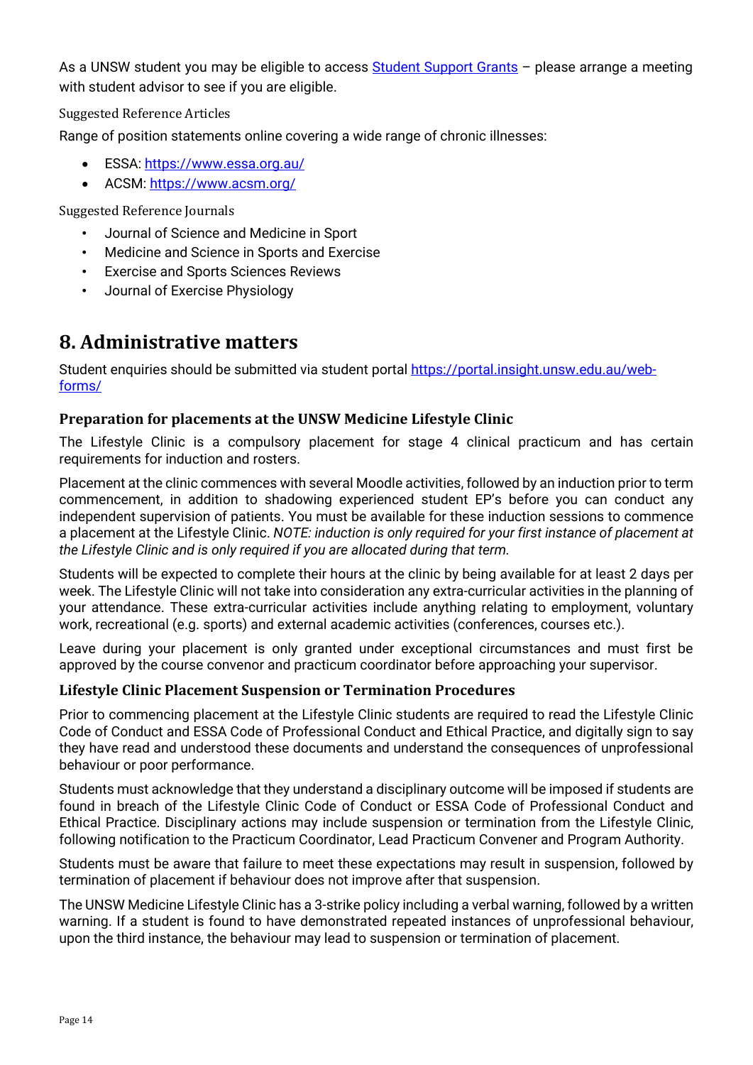As a UNSW student you may be eligible to access [Student Support Grants](Student Support Grants) – please arrange a meeting with student advisor to see if you are eligible.

#### Suggested Reference Articles

Range of position statements online covering a wide range of chronic illnesses:

- ESSA: https://www.essa.org.au/
- ACSM: https://www.acsm.org/

#### Suggested Reference Journals

- Journal of Science and Medicine in Sport
- Medicine and Science in Sports and Exercise
- Exercise and Sports Sciences Reviews
- Journal of Exercise Physiology

## 8. Administrative matters

Student enquiries should be submitted via student portal https://portal.insight.unsw.edu.au/web-forms/

### Preparation for placements at the UNSW Medicine Lifestyle Clinic

The Lifestyle Clinic is a compulsory placement for stage 4 clinical practicum and has certain requirements for induction and rosters.

Placement at the clinic commences with several Moodle activities, followed by an induction prior to term commencement, in addition to shadowing experienced student EP's before you can conduct any independent supervision of patients. You must be available for these induction sessions to commence a placement at the Lifestyle Clinic. *NOTE: induction is only required for your first instance of placement at the Lifestyle Clinic and is only required if you are allocated during that term.*

Students will be expected to complete their hours at the clinic by being available for at least 2 days per week. The Lifestyle Clinic will not take into consideration any extra-curricular activities in the planning of your attendance. These extra-curricular activities include anything relating to employment, voluntary work, recreational (e.g. sports) and external academic activities (conferences, courses etc.).

Leave during your placement is only granted under exceptional circumstances and must first be approved by the course convenor and practicum coordinator before approaching your supervisor.

### Lifestyle Clinic Placement Suspension or Termination Procedures

Prior to commencing placement at the Lifestyle Clinic students are required to read the Lifestyle Clinic Code of Conduct and ESSA Code of Professional Conduct and Ethical Practice, and digitally sign to say they have read and understood these documents and understand the consequences of unprofessional behaviour or poor performance.

Students must acknowledge that they understand a disciplinary outcome will be imposed if students are found in breach of the Lifestyle Clinic Code of Conduct or ESSA Code of Professional Conduct and Ethical Practice. Disciplinary actions may include suspension or termination from the Lifestyle Clinic, following notification to the Practicum Coordinator, Lead Practicum Convener and Program Authority.

Students must be aware that failure to meet these expectations may result in suspension, followed by termination of placement if behaviour does not improve after that suspension.

The UNSW Medicine Lifestyle Clinic has a 3-strike policy including a verbal warning, followed by a written warning. If a student is found to have demonstrated repeated instances of unprofessional behaviour, upon the third instance, the behaviour may lead to suspension or termination of placement.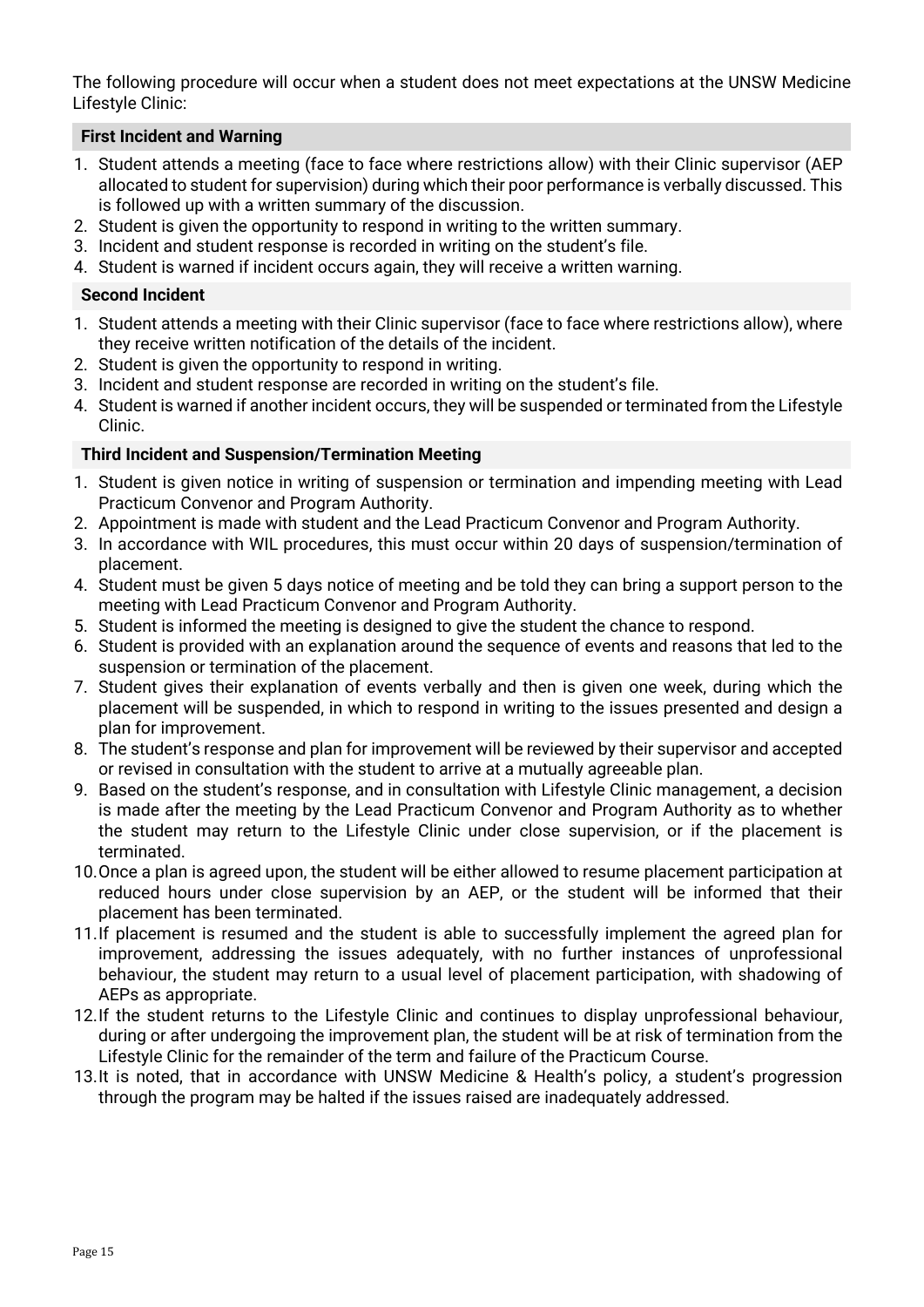The following procedure will occur when a student does not meet expectations at the UNSW Medicine Lifestyle Clinic:

**First Incident and Warning**

1. Student attends a meeting (face to face where restrictions allow) with their Clinic supervisor (AEP allocated to student for supervision) during which their poor performance is verbally discussed. This is followed up with a written summary of the discussion.
2. Student is given the opportunity to respond in writing to the written summary.
3. Incident and student response is recorded in writing on the student's file.
4. Student is warned if incident occurs again, they will receive a written warning.

**Second Incident**

1. Student attends a meeting with their Clinic supervisor (face to face where restrictions allow), where they receive written notification of the details of the incident.
2. Student is given the opportunity to respond in writing.
3. Incident and student response are recorded in writing on the student's file.
4. Student is warned if another incident occurs, they will be suspended or terminated from the Lifestyle Clinic.

**Third Incident and Suspension/Termination Meeting**

1. Student is given notice in writing of suspension or termination and impending meeting with Lead Practicum Convenor and Program Authority.
2. Appointment is made with student and the Lead Practicum Convenor and Program Authority.
3. In accordance with WIL procedures, this must occur within 20 days of suspension/termination of placement.
4. Student must be given 5 days notice of meeting and be told they can bring a support person to the meeting with Lead Practicum Convenor and Program Authority.
5. Student is informed the meeting is designed to give the student the chance to respond.
6. Student is provided with an explanation around the sequence of events and reasons that led to the suspension or termination of the placement.
7. Student gives their explanation of events verbally and then is given one week, during which the placement will be suspended, in which to respond in writing to the issues presented and design a plan for improvement.
8. The student's response and plan for improvement will be reviewed by their supervisor and accepted or revised in consultation with the student to arrive at a mutually agreeable plan.
9. Based on the student's response, and in consultation with Lifestyle Clinic management, a decision is made after the meeting by the Lead Practicum Convenor and Program Authority as to whether the student may return to the Lifestyle Clinic under close supervision, or if the placement is terminated.
10. Once a plan is agreed upon, the student will be either allowed to resume placement participation at reduced hours under close supervision by an AEP, or the student will be informed that their placement has been terminated.
11. If placement is resumed and the student is able to successfully implement the agreed plan for improvement, addressing the issues adequately, with no further instances of unprofessional behaviour, the student may return to a usual level of placement participation, with shadowing of AEPs as appropriate.
12. If the student returns to the Lifestyle Clinic and continues to display unprofessional behaviour, during or after undergoing the improvement plan, the student will be at risk of termination from the Lifestyle Clinic for the remainder of the term and failure of the Practicum Course.
13. It is noted, that in accordance with UNSW Medicine & Health's policy, a student's progression through the program may be halted if the issues raised are inadequately addressed.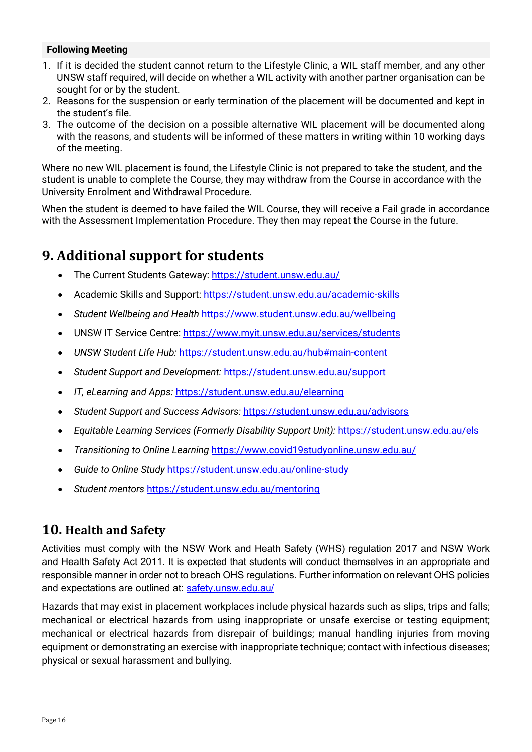**Following Meeting**

1. If it is decided the student cannot return to the Lifestyle Clinic, a WIL staff member, and any other UNSW staff required, will decide on whether a WIL activity with another partner organisation can be sought for or by the student.
2. Reasons for the suspension or early termination of the placement will be documented and kept in the student's file.
3. The outcome of the decision on a possible alternative WIL placement will be documented along with the reasons, and students will be informed of these matters in writing within 10 working days of the meeting.

Where no new WIL placement is found, the Lifestyle Clinic is not prepared to take the student, and the student is unable to complete the Course, they may withdraw from the Course in accordance with the University Enrolment and Withdrawal Procedure.

When the student is deemed to have failed the WIL Course, they will receive a Fail grade in accordance with the Assessment Implementation Procedure. They then may repeat the Course in the future.

# 9. Additional support for students

- The Current Students Gateway: https://student.unsw.edu.au/
- Academic Skills and Support: https://student.unsw.edu.au/academic-skills
- *Student Wellbeing and Health* https://www.student.unsw.edu.au/wellbeing
- UNSW IT Service Centre: https://www.myit.unsw.edu.au/services/students
- *UNSW Student Life Hub:* https://student.unsw.edu.au/hub#main-content
- *Student Support and Development:* https://student.unsw.edu.au/support
- *IT, eLearning and Apps:* https://student.unsw.edu.au/elearning
- *Student Support and Success Advisors:* https://student.unsw.edu.au/advisors
- *Equitable Learning Services (Formerly Disability Support Unit):* https://student.unsw.edu.au/els
- *Transitioning to Online Learning* https://www.covid19studyonline.unsw.edu.au/
- *Guide to Online Study* https://student.unsw.edu.au/online-study
- *Student mentors* https://student.unsw.edu.au/mentoring

# 10. Health and Safety

Activities must comply with the NSW Work and Heath Safety (WHS) regulation 2017 and NSW Work and Health Safety Act 2011. It is expected that students will conduct themselves in an appropriate and responsible manner in order not to breach OHS regulations. Further information on relevant OHS policies and expectations are outlined at: safety.unsw.edu.au/

Hazards that may exist in placement workplaces include physical hazards such as slips, trips and falls; mechanical or electrical hazards from using inappropriate or unsafe exercise or testing equipment; mechanical or electrical hazards from disrepair of buildings; manual handling injuries from moving equipment or demonstrating an exercise with inappropriate technique; contact with infectious diseases; physical or sexual harassment and bullying.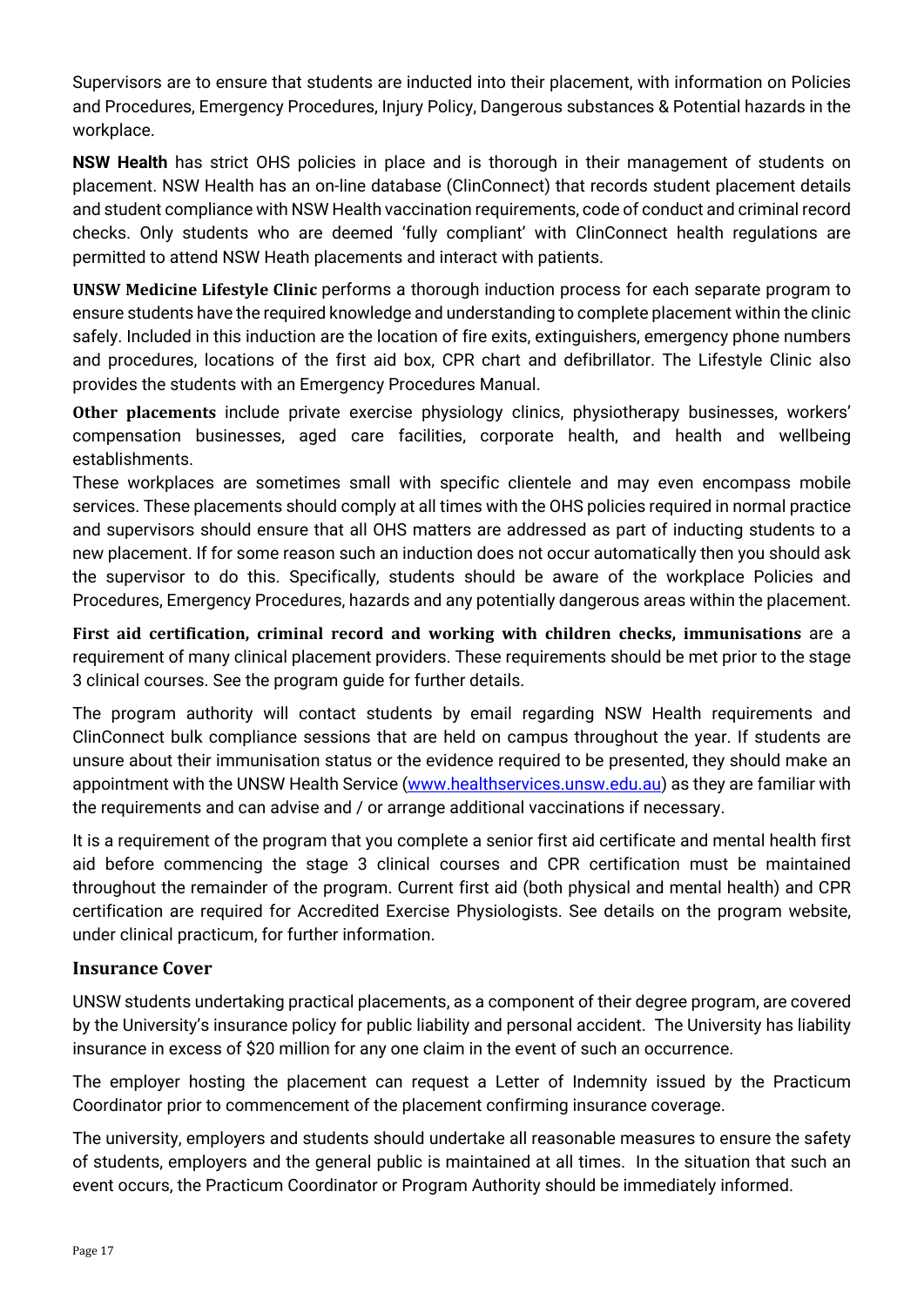Supervisors are to ensure that students are inducted into their placement, with information on Policies and Procedures, Emergency Procedures, Injury Policy, Dangerous substances & Potential hazards in the workplace.

**NSW Health** has strict OHS policies in place and is thorough in their management of students on placement. NSW Health has an on-line database (ClinConnect) that records student placement details and student compliance with NSW Health vaccination requirements, code of conduct and criminal record checks. Only students who are deemed 'fully compliant' with ClinConnect health regulations are permitted to attend NSW Heath placements and interact with patients.

**UNSW Medicine Lifestyle Clinic** performs a thorough induction process for each separate program to ensure students have the required knowledge and understanding to complete placement within the clinic safely. Included in this induction are the location of fire exits, extinguishers, emergency phone numbers and procedures, locations of the first aid box, CPR chart and defibrillator. The Lifestyle Clinic also provides the students with an Emergency Procedures Manual.

**Other placements** include private exercise physiology clinics, physiotherapy businesses, workers' compensation businesses, aged care facilities, corporate health, and health and wellbeing establishments.
These workplaces are sometimes small with specific clientele and may even encompass mobile services. These placements should comply at all times with the OHS policies required in normal practice and supervisors should ensure that all OHS matters are addressed as part of inducting students to a new placement. If for some reason such an induction does not occur automatically then you should ask the supervisor to do this. Specifically, students should be aware of the workplace Policies and Procedures, Emergency Procedures, hazards and any potentially dangerous areas within the placement.

**First aid certification, criminal record and working with children checks, immunisations** are a requirement of many clinical placement providers. These requirements should be met prior to the stage 3 clinical courses. See the program guide for further details.

The program authority will contact students by email regarding NSW Health requirements and ClinConnect bulk compliance sessions that are held on campus throughout the year. If students are unsure about their immunisation status or the evidence required to be presented, they should make an appointment with the UNSW Health Service (www.healthservices.unsw.edu.au) as they are familiar with the requirements and can advise and / or arrange additional vaccinations if necessary.

It is a requirement of the program that you complete a senior first aid certificate and mental health first aid before commencing the stage 3 clinical courses and CPR certification must be maintained throughout the remainder of the program. Current first aid (both physical and mental health) and CPR certification are required for Accredited Exercise Physiologists. See details on the program website, under clinical practicum, for further information.

### Insurance Cover

UNSW students undertaking practical placements, as a component of their degree program, are covered by the University's insurance policy for public liability and personal accident. The University has liability insurance in excess of $20 million for any one claim in the event of such an occurrence.

The employer hosting the placement can request a Letter of Indemnity issued by the Practicum Coordinator prior to commencement of the placement confirming insurance coverage.

The university, employers and students should undertake all reasonable measures to ensure the safety of students, employers and the general public is maintained at all times. In the situation that such an event occurs, the Practicum Coordinator or Program Authority should be immediately informed.